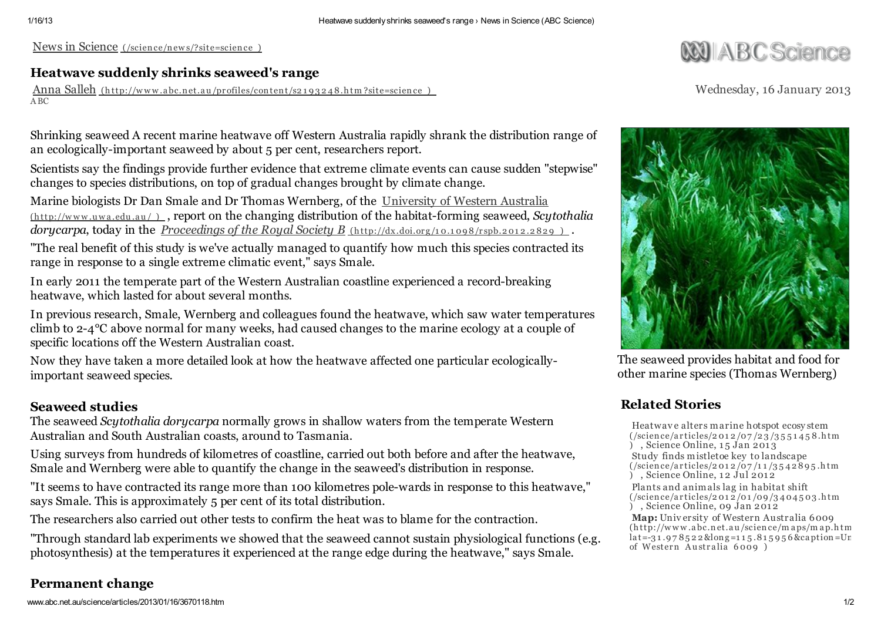News in Science (/science/news/?site=science )

# Heatwave suddenly shrinks seaweed's range

Anna Salleh (http://www.abc.net.au/profiles/content/s2193248.htm?site=science )
ABC

Wednesday, 16 January 2013

Shrinking seaweed A recent marine heatwave off Western Australia rapidly shrank the distribution range of an ecologically-important seaweed by about 5 per cent, researchers report.

Scientists say the findings provide further evidence that extreme climate events can cause sudden "stepwise" changes to species distributions, on top of gradual changes brought by climate change.

Marine biologists Dr Dan Smale and Dr Thomas Wernberg, of the University of Western Australia (http://www.uwa.edu.au/ ), report on the changing distribution of the habitat-forming seaweed, *Scytothalia dorycarpa*, today in the *Proceedings of the Royal Society B* (http://dx.doi.org/10.1098/rspb.2012.2829 ).

"The real benefit of this study is we've actually managed to quantify how much this species contracted its range in response to a single extreme climatic event," says Smale.

In early 2011 the temperate part of the Western Australian coastline experienced a record-breaking heatwave, which lasted for about several months.

In previous research, Smale, Wernberg and colleagues found the heatwave, which saw water temperatures climb to 2-4°C above normal for many weeks, had caused changes to the marine ecology at a couple of specific locations off the Western Australian coast.

Now they have taken a more detailed look at how the heatwave affected one particular ecologically-important seaweed species.

The seaweed provides habitat and food for other marine species (Thomas Wernberg)

## Seaweed studies

The seaweed *Scytothalia dorycarpa* normally grows in shallow waters from the temperate Western Australian and South Australian coasts, around to Tasmania.

Using surveys from hundreds of kilometres of coastline, carried out both before and after the heatwave, Smale and Wernberg were able to quantify the change in the seaweed's distribution in response.

"It seems to have contracted its range more than 100 kilometres pole-wards in response to this heatwave," says Smale. This is approximately 5 per cent of its total distribution.

The researchers also carried out other tests to confirm the heat was to blame for the contraction.

"Through standard lab experiments we showed that the seaweed cannot sustain physiological functions (e.g. photosynthesis) at the temperatures it experienced at the range edge during the heatwave," says Smale.

## Permanent change

## Related Stories

- Heatwave alters marine hotspot ecosystem (/science/articles/2012/07/23/3551458.htm ), Science Online, 15 Jan 2013
- Study finds mistletoe key to landscape (/science/articles/2012/07/11/3542895.htm ), Science Online, 12 Jul 2012
- Plants and animals lag in habitat shift (/science/articles/2012/01/09/3404503.htm ), Science Online, 09 Jan 2012
- **Map:** University of Western Australia 6009 (http://www.abc.net.au/science/maps/map.htm lat=-31.978522&long=115.815956&caption=Un of Western Australia 6009 )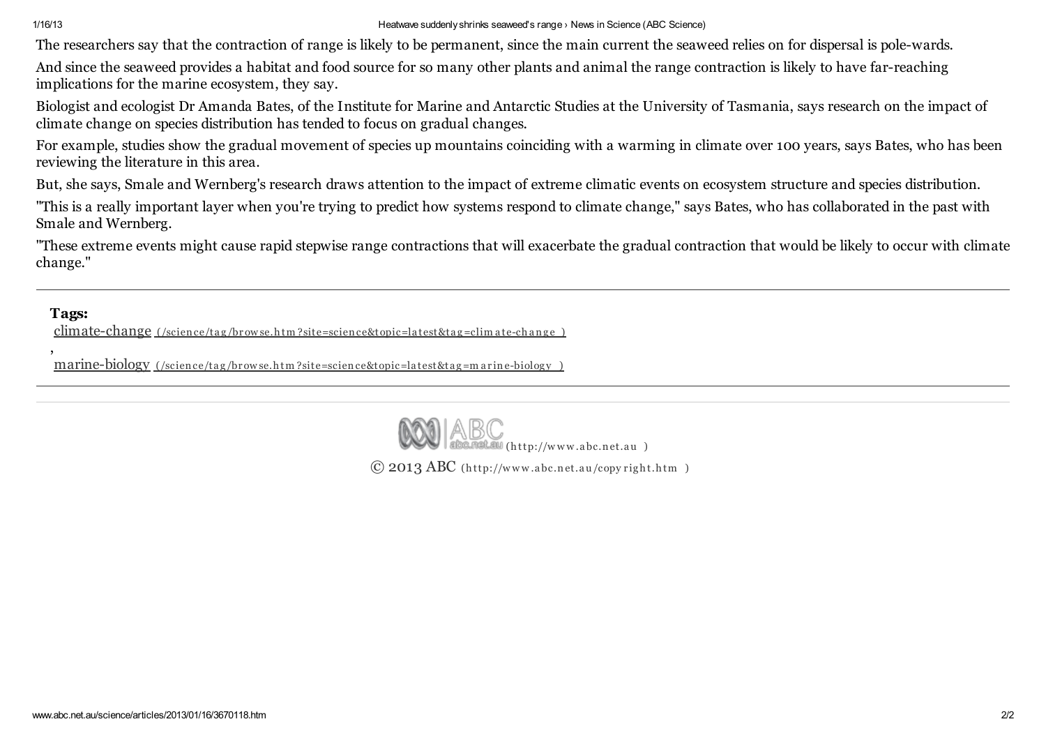The researchers say that the contraction of range is likely to be permanent, since the main current the seaweed relies on for dispersal is pole-wards.

And since the seaweed provides a habitat and food source for so many other plants and animal the range contraction is likely to have far-reaching implications for the marine ecosystem, they say.

Biologist and ecologist Dr Amanda Bates, of the Institute for Marine and Antarctic Studies at the University of Tasmania, says research on the impact of climate change on species distribution has tended to focus on gradual changes.

For example, studies show the gradual movement of species up mountains coinciding with a warming in climate over 100 years, says Bates, who has been reviewing the literature in this area.

But, she says, Smale and Wernberg's research draws attention to the impact of extreme climatic events on ecosystem structure and species distribution.

"This is a really important layer when you're trying to predict how systems respond to climate change," says Bates, who has collaborated in the past with Smale and Wernberg.

"These extreme events might cause rapid stepwise range contractions that will exacerbate the gradual contraction that would be likely to occur with climate change."

---

**Tags:**

climate-change (/science/tag/browse.htm?site=science&topic=latest&tag=climate-change )
,
marine-biology (/science/tag/browse.htm?site=science&topic=latest&tag=marine-biology )

---

ABC abc.net.au (http://www.abc.net.au )

© 2013 ABC (http://www.abc.net.au/copyright.htm )